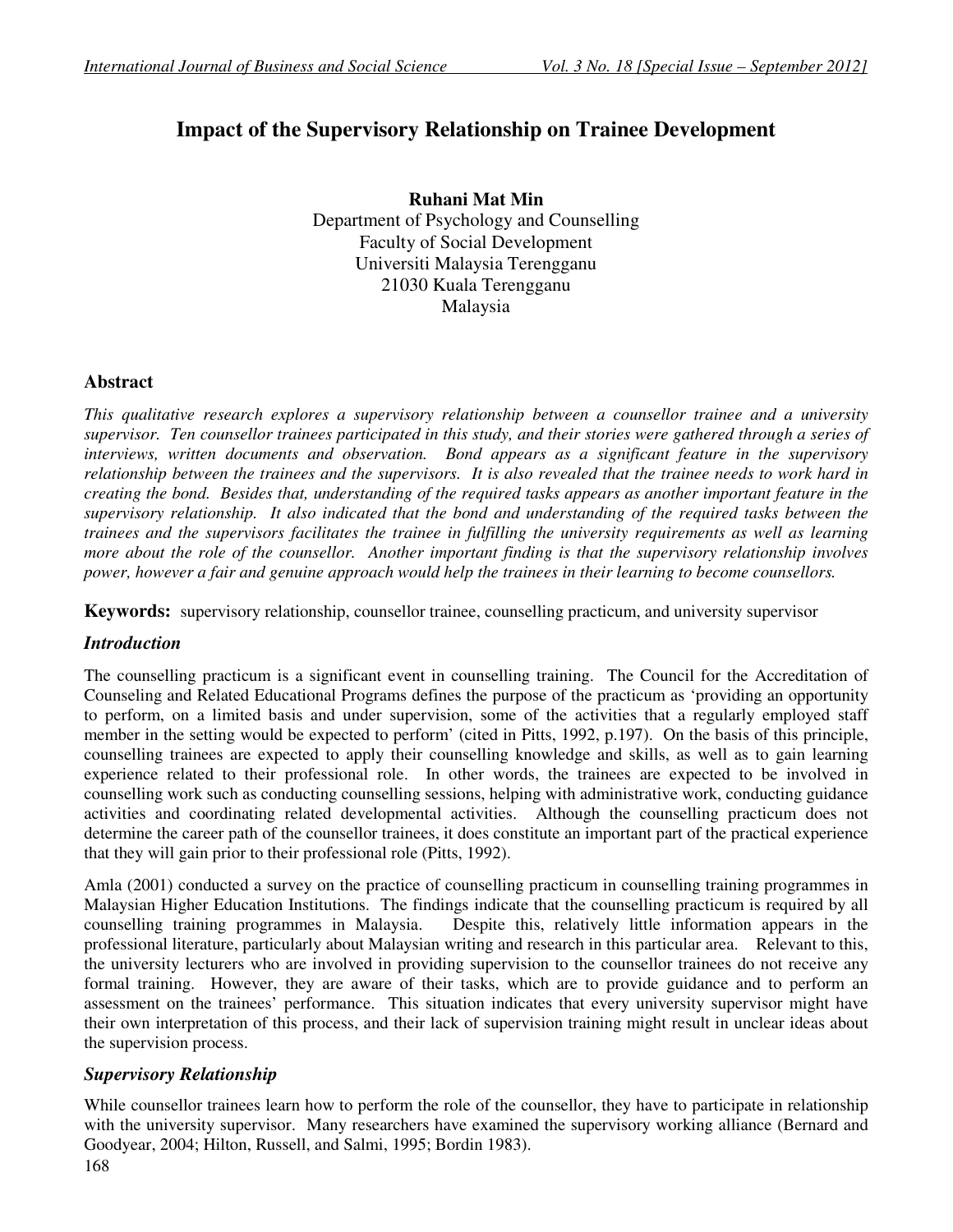# Impact of the Supervisory Relationship on Trainee Development

**Ruhani Mat Min**
Department of Psychology and Counselling
Faculty of Social Development
Universiti Malaysia Terengganu
21030 Kuala Terengganu
Malaysia

## Abstract

*This qualitative research explores a supervisory relationship between a counsellor trainee and a university supervisor. Ten counsellor trainees participated in this study, and their stories were gathered through a series of interviews, written documents and observation. Bond appears as a significant feature in the supervisory relationship between the trainees and the supervisors. It is also revealed that the trainee needs to work hard in creating the bond. Besides that, understanding of the required tasks appears as another important feature in the supervisory relationship. It also indicated that the bond and understanding of the required tasks between the trainees and the supervisors facilitates the trainee in fulfilling the university requirements as well as learning more about the role of the counsellor. Another important finding is that the supervisory relationship involves power, however a fair and genuine approach would help the trainees in their learning to become counsellors.*

**Keywords:** supervisory relationship, counsellor trainee, counselling practicum, and university supervisor

## *Introduction*

The counselling practicum is a significant event in counselling training. The Council for the Accreditation of Counseling and Related Educational Programs defines the purpose of the practicum as 'providing an opportunity to perform, on a limited basis and under supervision, some of the activities that a regularly employed staff member in the setting would be expected to perform' (cited in Pitts, 1992, p.197). On the basis of this principle, counselling trainees are expected to apply their counselling knowledge and skills, as well as to gain learning experience related to their professional role. In other words, the trainees are expected to be involved in counselling work such as conducting counselling sessions, helping with administrative work, conducting guidance activities and coordinating related developmental activities. Although the counselling practicum does not determine the career path of the counsellor trainees, it does constitute an important part of the practical experience that they will gain prior to their professional role (Pitts, 1992).

Amla (2001) conducted a survey on the practice of counselling practicum in counselling training programmes in Malaysian Higher Education Institutions. The findings indicate that the counselling practicum is required by all counselling training programmes in Malaysia. Despite this, relatively little information appears in the professional literature, particularly about Malaysian writing and research in this particular area. Relevant to this, the university lecturers who are involved in providing supervision to the counsellor trainees do not receive any formal training. However, they are aware of their tasks, which are to provide guidance and to perform an assessment on the trainees' performance. This situation indicates that every university supervisor might have their own interpretation of this process, and their lack of supervision training might result in unclear ideas about the supervision process.

## *Supervisory Relationship*

While counsellor trainees learn how to perform the role of the counsellor, they have to participate in relationship with the university supervisor. Many researchers have examined the supervisory working alliance (Bernard and Goodyear, 2004; Hilton, Russell, and Salmi, 1995; Bordin 1983).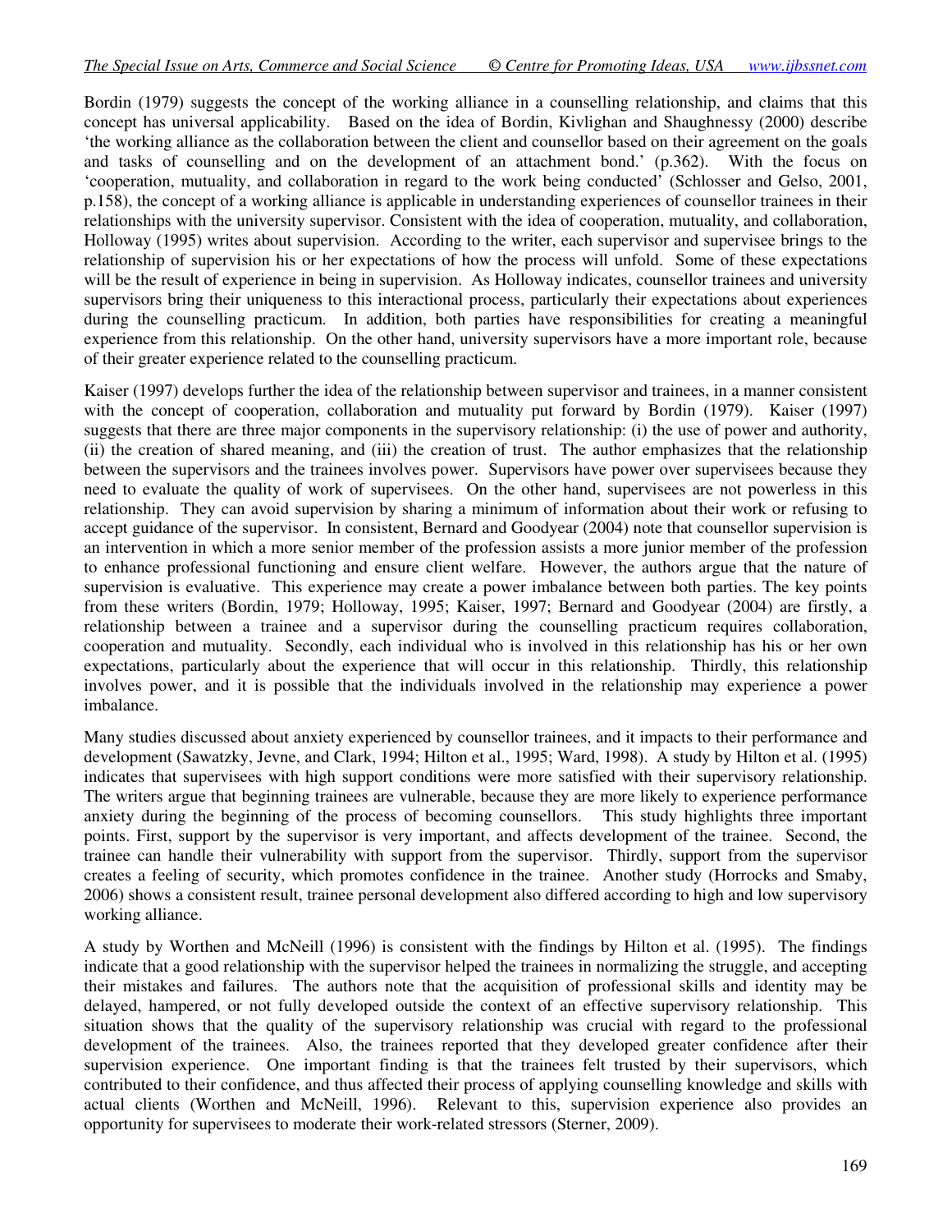Bordin (1979) suggests the concept of the working alliance in a counselling relationship, and claims that this concept has universal applicability. Based on the idea of Bordin, Kivlighan and Shaughnessy (2000) describe 'the working alliance as the collaboration between the client and counsellor based on their agreement on the goals and tasks of counselling and on the development of an attachment bond.' (p.362). With the focus on 'cooperation, mutuality, and collaboration in regard to the work being conducted' (Schlosser and Gelso, 2001, p.158), the concept of a working alliance is applicable in understanding experiences of counsellor trainees in their relationships with the university supervisor. Consistent with the idea of cooperation, mutuality, and collaboration, Holloway (1995) writes about supervision. According to the writer, each supervisor and supervisee brings to the relationship of supervision his or her expectations of how the process will unfold. Some of these expectations will be the result of experience in being in supervision. As Holloway indicates, counsellor trainees and university supervisors bring their uniqueness to this interactional process, particularly their expectations about experiences during the counselling practicum. In addition, both parties have responsibilities for creating a meaningful experience from this relationship. On the other hand, university supervisors have a more important role, because of their greater experience related to the counselling practicum.

Kaiser (1997) develops further the idea of the relationship between supervisor and trainees, in a manner consistent with the concept of cooperation, collaboration and mutuality put forward by Bordin (1979). Kaiser (1997) suggests that there are three major components in the supervisory relationship: (i) the use of power and authority, (ii) the creation of shared meaning, and (iii) the creation of trust. The author emphasizes that the relationship between the supervisors and the trainees involves power. Supervisors have power over supervisees because they need to evaluate the quality of work of supervisees. On the other hand, supervisees are not powerless in this relationship. They can avoid supervision by sharing a minimum of information about their work or refusing to accept guidance of the supervisor. In consistent, Bernard and Goodyear (2004) note that counsellor supervision is an intervention in which a more senior member of the profession assists a more junior member of the profession to enhance professional functioning and ensure client welfare. However, the authors argue that the nature of supervision is evaluative. This experience may create a power imbalance between both parties. The key points from these writers (Bordin, 1979; Holloway, 1995; Kaiser, 1997; Bernard and Goodyear (2004) are firstly, a relationship between a trainee and a supervisor during the counselling practicum requires collaboration, cooperation and mutuality. Secondly, each individual who is involved in this relationship has his or her own expectations, particularly about the experience that will occur in this relationship. Thirdly, this relationship involves power, and it is possible that the individuals involved in the relationship may experience a power imbalance.

Many studies discussed about anxiety experienced by counsellor trainees, and it impacts to their performance and development (Sawatzky, Jevne, and Clark, 1994; Hilton et al., 1995; Ward, 1998). A study by Hilton et al. (1995) indicates that supervisees with high support conditions were more satisfied with their supervisory relationship. The writers argue that beginning trainees are vulnerable, because they are more likely to experience performance anxiety during the beginning of the process of becoming counsellors. This study highlights three important points. First, support by the supervisor is very important, and affects development of the trainee. Second, the trainee can handle their vulnerability with support from the supervisor. Thirdly, support from the supervisor creates a feeling of security, which promotes confidence in the trainee. Another study (Horrocks and Smaby, 2006) shows a consistent result, trainee personal development also differed according to high and low supervisory working alliance.

A study by Worthen and McNeill (1996) is consistent with the findings by Hilton et al. (1995). The findings indicate that a good relationship with the supervisor helped the trainees in normalizing the struggle, and accepting their mistakes and failures. The authors note that the acquisition of professional skills and identity may be delayed, hampered, or not fully developed outside the context of an effective supervisory relationship. This situation shows that the quality of the supervisory relationship was crucial with regard to the professional development of the trainees. Also, the trainees reported that they developed greater confidence after their supervision experience. One important finding is that the trainees felt trusted by their supervisors, which contributed to their confidence, and thus affected their process of applying counselling knowledge and skills with actual clients (Worthen and McNeill, 1996). Relevant to this, supervision experience also provides an opportunity for supervisees to moderate their work-related stressors (Sterner, 2009).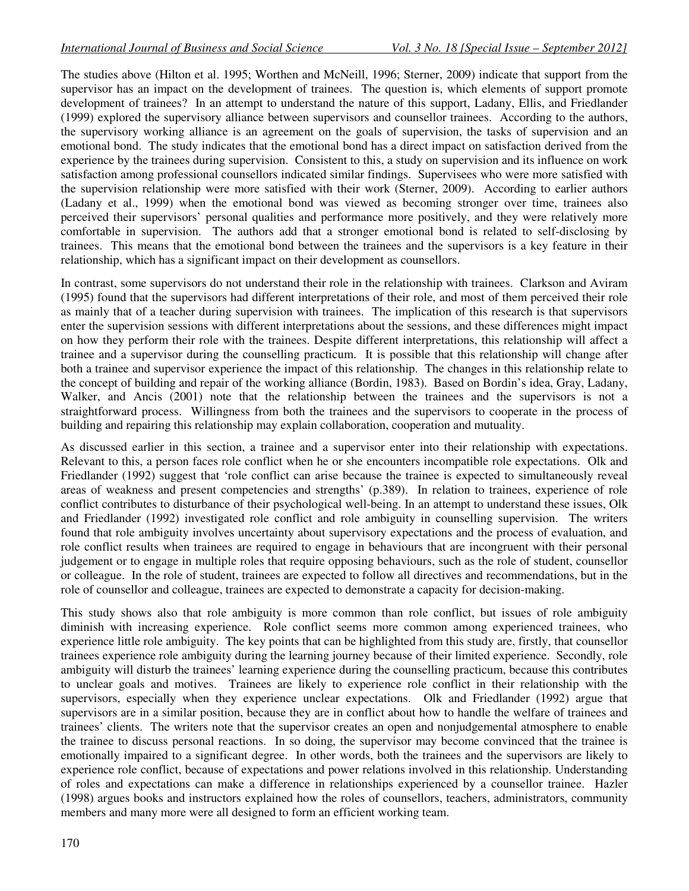The studies above (Hilton et al. 1995; Worthen and McNeill, 1996; Sterner, 2009) indicate that support from the supervisor has an impact on the development of trainees. The question is, which elements of support promote development of trainees? In an attempt to understand the nature of this support, Ladany, Ellis, and Friedlander (1999) explored the supervisory alliance between supervisors and counsellor trainees. According to the authors, the supervisory working alliance is an agreement on the goals of supervision, the tasks of supervision and an emotional bond. The study indicates that the emotional bond has a direct impact on satisfaction derived from the experience by the trainees during supervision. Consistent to this, a study on supervision and its influence on work satisfaction among professional counsellors indicated similar findings. Supervisees who were more satisfied with the supervision relationship were more satisfied with their work (Sterner, 2009). According to earlier authors (Ladany et al., 1999) when the emotional bond was viewed as becoming stronger over time, trainees also perceived their supervisors' personal qualities and performance more positively, and they were relatively more comfortable in supervision. The authors add that a stronger emotional bond is related to self-disclosing by trainees. This means that the emotional bond between the trainees and the supervisors is a key feature in their relationship, which has a significant impact on their development as counsellors.

In contrast, some supervisors do not understand their role in the relationship with trainees. Clarkson and Aviram (1995) found that the supervisors had different interpretations of their role, and most of them perceived their role as mainly that of a teacher during supervision with trainees. The implication of this research is that supervisors enter the supervision sessions with different interpretations about the sessions, and these differences might impact on how they perform their role with the trainees. Despite different interpretations, this relationship will affect a trainee and a supervisor during the counselling practicum. It is possible that this relationship will change after both a trainee and supervisor experience the impact of this relationship. The changes in this relationship relate to the concept of building and repair of the working alliance (Bordin, 1983). Based on Bordin's idea, Gray, Ladany, Walker, and Ancis (2001) note that the relationship between the trainees and the supervisors is not a straightforward process. Willingness from both the trainees and the supervisors to cooperate in the process of building and repairing this relationship may explain collaboration, cooperation and mutuality.

As discussed earlier in this section, a trainee and a supervisor enter into their relationship with expectations. Relevant to this, a person faces role conflict when he or she encounters incompatible role expectations. Olk and Friedlander (1992) suggest that 'role conflict can arise because the trainee is expected to simultaneously reveal areas of weakness and present competencies and strengths' (p.389). In relation to trainees, experience of role conflict contributes to disturbance of their psychological well-being. In an attempt to understand these issues, Olk and Friedlander (1992) investigated role conflict and role ambiguity in counselling supervision. The writers found that role ambiguity involves uncertainty about supervisory expectations and the process of evaluation, and role conflict results when trainees are required to engage in behaviours that are incongruent with their personal judgement or to engage in multiple roles that require opposing behaviours, such as the role of student, counsellor or colleague. In the role of student, trainees are expected to follow all directives and recommendations, but in the role of counsellor and colleague, trainees are expected to demonstrate a capacity for decision-making.

This study shows also that role ambiguity is more common than role conflict, but issues of role ambiguity diminish with increasing experience. Role conflict seems more common among experienced trainees, who experience little role ambiguity. The key points that can be highlighted from this study are, firstly, that counsellor trainees experience role ambiguity during the learning journey because of their limited experience. Secondly, role ambiguity will disturb the trainees' learning experience during the counselling practicum, because this contributes to unclear goals and motives. Trainees are likely to experience role conflict in their relationship with the supervisors, especially when they experience unclear expectations. Olk and Friedlander (1992) argue that supervisors are in a similar position, because they are in conflict about how to handle the welfare of trainees and trainees' clients. The writers note that the supervisor creates an open and nonjudgemental atmosphere to enable the trainee to discuss personal reactions. In so doing, the supervisor may become convinced that the trainee is emotionally impaired to a significant degree. In other words, both the trainees and the supervisors are likely to experience role conflict, because of expectations and power relations involved in this relationship. Understanding of roles and expectations can make a difference in relationships experienced by a counsellor trainee. Hazler (1998) argues books and instructors explained how the roles of counsellors, teachers, administrators, community members and many more were all designed to form an efficient working team.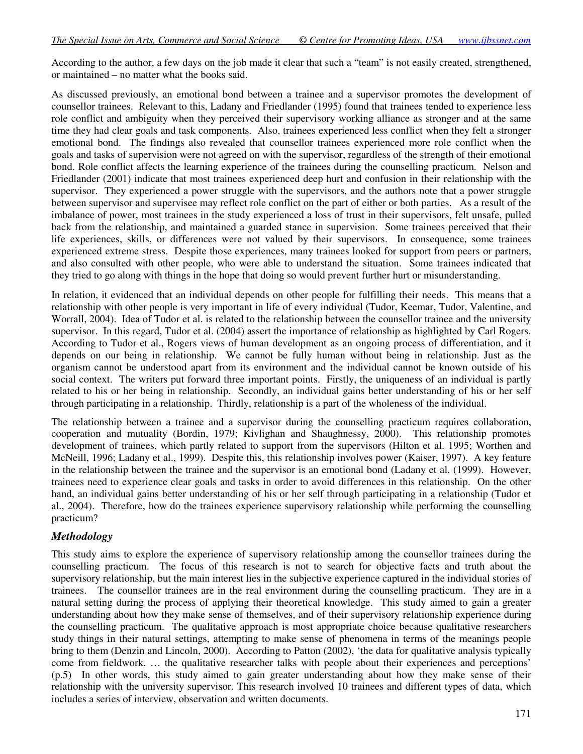According to the author, a few days on the job made it clear that such a "team" is not easily created, strengthened, or maintained – no matter what the books said.

As discussed previously, an emotional bond between a trainee and a supervisor promotes the development of counsellor trainees. Relevant to this, Ladany and Friedlander (1995) found that trainees tended to experience less role conflict and ambiguity when they perceived their supervisory working alliance as stronger and at the same time they had clear goals and task components. Also, trainees experienced less conflict when they felt a stronger emotional bond. The findings also revealed that counsellor trainees experienced more role conflict when the goals and tasks of supervision were not agreed on with the supervisor, regardless of the strength of their emotional bond. Role conflict affects the learning experience of the trainees during the counselling practicum. Nelson and Friedlander (2001) indicate that most trainees experienced deep hurt and confusion in their relationship with the supervisor. They experienced a power struggle with the supervisors, and the authors note that a power struggle between supervisor and supervisee may reflect role conflict on the part of either or both parties. As a result of the imbalance of power, most trainees in the study experienced a loss of trust in their supervisors, felt unsafe, pulled back from the relationship, and maintained a guarded stance in supervision. Some trainees perceived that their life experiences, skills, or differences were not valued by their supervisors. In consequence, some trainees experienced extreme stress. Despite those experiences, many trainees looked for support from peers or partners, and also consulted with other people, who were able to understand the situation. Some trainees indicated that they tried to go along with things in the hope that doing so would prevent further hurt or misunderstanding.

In relation, it evidenced that an individual depends on other people for fulfilling their needs. This means that a relationship with other people is very important in life of every individual (Tudor, Keemar, Tudor, Valentine, and Worrall, 2004). Idea of Tudor et al. is related to the relationship between the counsellor trainee and the university supervisor. In this regard, Tudor et al. (2004) assert the importance of relationship as highlighted by Carl Rogers. According to Tudor et al., Rogers views of human development as an ongoing process of differentiation, and it depends on our being in relationship. We cannot be fully human without being in relationship. Just as the organism cannot be understood apart from its environment and the individual cannot be known outside of his social context. The writers put forward three important points. Firstly, the uniqueness of an individual is partly related to his or her being in relationship. Secondly, an individual gains better understanding of his or her self through participating in a relationship. Thirdly, relationship is a part of the wholeness of the individual.

The relationship between a trainee and a supervisor during the counselling practicum requires collaboration, cooperation and mutuality (Bordin, 1979; Kivlighan and Shaughnessy, 2000). This relationship promotes development of trainees, which partly related to support from the supervisors (Hilton et al. 1995; Worthen and McNeill, 1996; Ladany et al., 1999). Despite this, this relationship involves power (Kaiser, 1997). A key feature in the relationship between the trainee and the supervisor is an emotional bond (Ladany et al. (1999). However, trainees need to experience clear goals and tasks in order to avoid differences in this relationship. On the other hand, an individual gains better understanding of his or her self through participating in a relationship (Tudor et al., 2004). Therefore, how do the trainees experience supervisory relationship while performing the counselling practicum?

### *Methodology*

This study aims to explore the experience of supervisory relationship among the counsellor trainees during the counselling practicum. The focus of this research is not to search for objective facts and truth about the supervisory relationship, but the main interest lies in the subjective experience captured in the individual stories of trainees. The counsellor trainees are in the real environment during the counselling practicum. They are in a natural setting during the process of applying their theoretical knowledge. This study aimed to gain a greater understanding about how they make sense of themselves, and of their supervisory relationship experience during the counselling practicum. The qualitative approach is most appropriate choice because qualitative researchers study things in their natural settings, attempting to make sense of phenomena in terms of the meanings people bring to them (Denzin and Lincoln, 2000). According to Patton (2002), 'the data for qualitative analysis typically come from fieldwork. … the qualitative researcher talks with people about their experiences and perceptions' (p.5) In other words, this study aimed to gain greater understanding about how they make sense of their relationship with the university supervisor. This research involved 10 trainees and different types of data, which includes a series of interview, observation and written documents.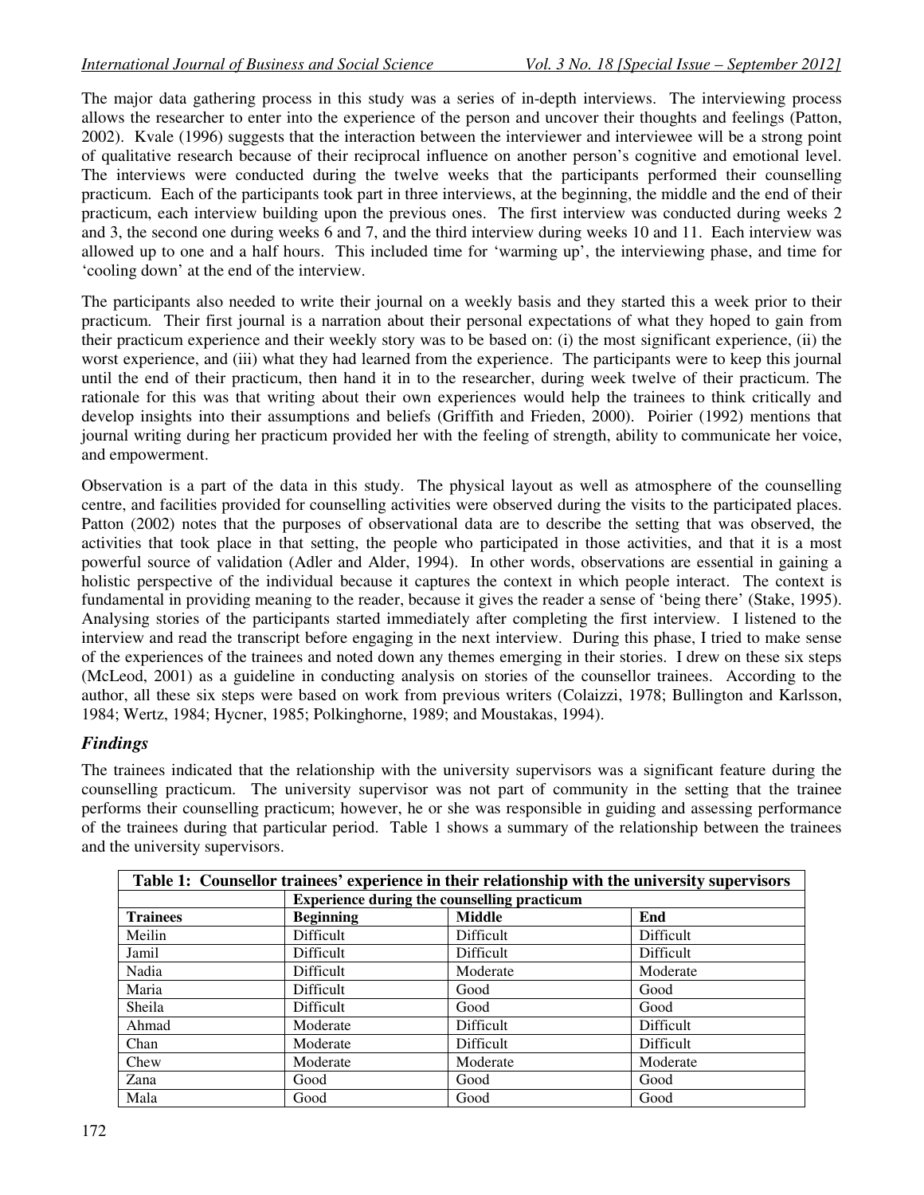The major data gathering process in this study was a series of in-depth interviews. The interviewing process allows the researcher to enter into the experience of the person and uncover their thoughts and feelings (Patton, 2002). Kvale (1996) suggests that the interaction between the interviewer and interviewee will be a strong point of qualitative research because of their reciprocal influence on another person's cognitive and emotional level. The interviews were conducted during the twelve weeks that the participants performed their counselling practicum. Each of the participants took part in three interviews, at the beginning, the middle and the end of their practicum, each interview building upon the previous ones. The first interview was conducted during weeks 2 and 3, the second one during weeks 6 and 7, and the third interview during weeks 10 and 11. Each interview was allowed up to one and a half hours. This included time for 'warming up', the interviewing phase, and time for 'cooling down' at the end of the interview.

The participants also needed to write their journal on a weekly basis and they started this a week prior to their practicum. Their first journal is a narration about their personal expectations of what they hoped to gain from their practicum experience and their weekly story was to be based on: (i) the most significant experience, (ii) the worst experience, and (iii) what they had learned from the experience. The participants were to keep this journal until the end of their practicum, then hand it in to the researcher, during week twelve of their practicum. The rationale for this was that writing about their own experiences would help the trainees to think critically and develop insights into their assumptions and beliefs (Griffith and Frieden, 2000). Poirier (1992) mentions that journal writing during her practicum provided her with the feeling of strength, ability to communicate her voice, and empowerment.

Observation is a part of the data in this study. The physical layout as well as atmosphere of the counselling centre, and facilities provided for counselling activities were observed during the visits to the participated places. Patton (2002) notes that the purposes of observational data are to describe the setting that was observed, the activities that took place in that setting, the people who participated in those activities, and that it is a most powerful source of validation (Adler and Alder, 1994). In other words, observations are essential in gaining a holistic perspective of the individual because it captures the context in which people interact. The context is fundamental in providing meaning to the reader, because it gives the reader a sense of 'being there' (Stake, 1995). Analysing stories of the participants started immediately after completing the first interview. I listened to the interview and read the transcript before engaging in the next interview. During this phase, I tried to make sense of the experiences of the trainees and noted down any themes emerging in their stories. I drew on these six steps (McLeod, 2001) as a guideline in conducting analysis on stories of the counsellor trainees. According to the author, all these six steps were based on work from previous writers (Colaizzi, 1978; Bullington and Karlsson, 1984; Wertz, 1984; Hycner, 1985; Polkinghorne, 1989; and Moustakas, 1994).

## *Findings*

The trainees indicated that the relationship with the university supervisors was a significant feature during the counselling practicum. The university supervisor was not part of community in the setting that the trainee performs their counselling practicum; however, he or she was responsible in guiding and assessing performance of the trainees during that particular period. Table 1 shows a summary of the relationship between the trainees and the university supervisors.

**Table 1: Counsellor trainees' experience in their relationship with the university supervisors**

| | Experience during the counselling practicum | | |
|---|---|---|---|
| **Trainees** | **Beginning** | **Middle** | **End** |
| Meilin | Difficult | Difficult | Difficult |
| Jamil | Difficult | Difficult | Difficult |
| Nadia | Difficult | Moderate | Moderate |
| Maria | Difficult | Good | Good |
| Sheila | Difficult | Good | Good |
| Ahmad | Moderate | Difficult | Difficult |
| Chan | Moderate | Difficult | Difficult |
| Chew | Moderate | Moderate | Moderate |
| Zana | Good | Good | Good |
| Mala | Good | Good | Good |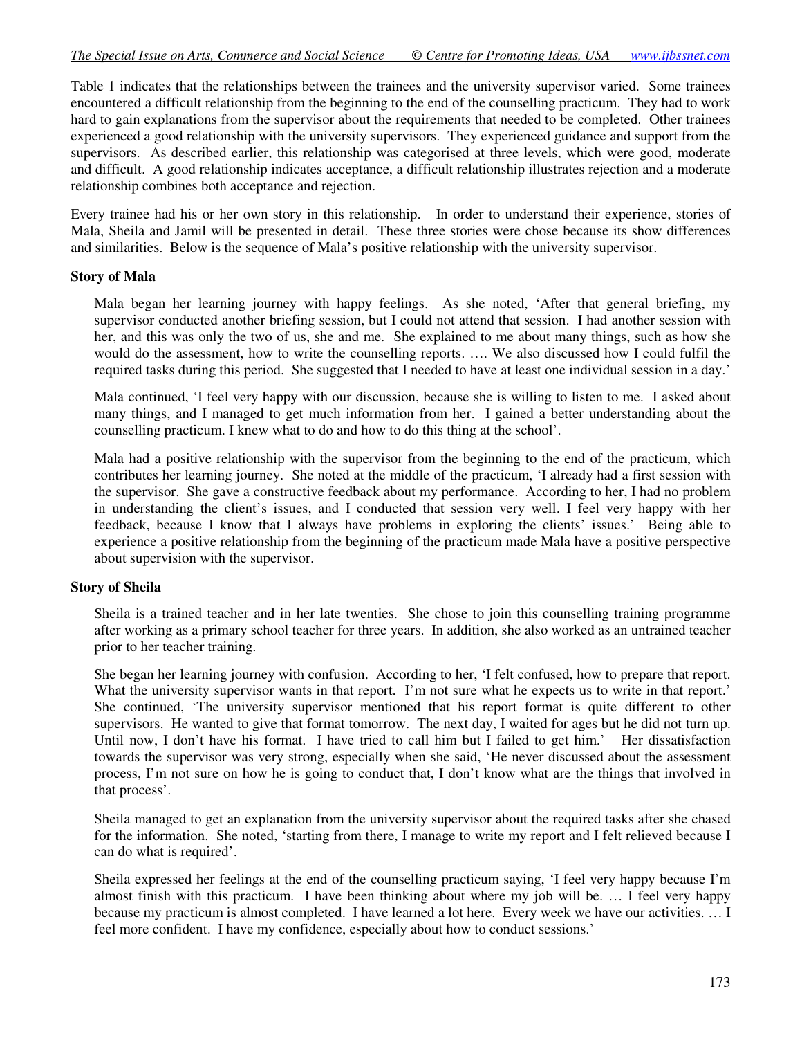Table 1 indicates that the relationships between the trainees and the university supervisor varied. Some trainees encountered a difficult relationship from the beginning to the end of the counselling practicum. They had to work hard to gain explanations from the supervisor about the requirements that needed to be completed. Other trainees experienced a good relationship with the university supervisors. They experienced guidance and support from the supervisors. As described earlier, this relationship was categorised at three levels, which were good, moderate and difficult. A good relationship indicates acceptance, a difficult relationship illustrates rejection and a moderate relationship combines both acceptance and rejection.

Every trainee had his or her own story in this relationship. In order to understand their experience, stories of Mala, Sheila and Jamil will be presented in detail. These three stories were chose because its show differences and similarities. Below is the sequence of Mala's positive relationship with the university supervisor.

**Story of Mala**

> Mala began her learning journey with happy feelings. As she noted, 'After that general briefing, my supervisor conducted another briefing session, but I could not attend that session. I had another session with her, and this was only the two of us, she and me. She explained to me about many things, such as how she would do the assessment, how to write the counselling reports. …. We also discussed how I could fulfil the required tasks during this period. She suggested that I needed to have at least one individual session in a day.'
>
> Mala continued, 'I feel very happy with our discussion, because she is willing to listen to me. I asked about many things, and I managed to get much information from her. I gained a better understanding about the counselling practicum. I knew what to do and how to do this thing at the school'.
>
> Mala had a positive relationship with the supervisor from the beginning to the end of the practicum, which contributes her learning journey. She noted at the middle of the practicum, 'I already had a first session with the supervisor. She gave a constructive feedback about my performance. According to her, I had no problem in understanding the client's issues, and I conducted that session very well. I feel very happy with her feedback, because I know that I always have problems in exploring the clients' issues.' Being able to experience a positive relationship from the beginning of the practicum made Mala have a positive perspective about supervision with the supervisor.

**Story of Sheila**

> Sheila is a trained teacher and in her late twenties. She chose to join this counselling training programme after working as a primary school teacher for three years. In addition, she also worked as an untrained teacher prior to her teacher training.
>
> She began her learning journey with confusion. According to her, 'I felt confused, how to prepare that report. What the university supervisor wants in that report. I'm not sure what he expects us to write in that report.' She continued, 'The university supervisor mentioned that his report format is quite different to other supervisors. He wanted to give that format tomorrow. The next day, I waited for ages but he did not turn up. Until now, I don't have his format. I have tried to call him but I failed to get him.' Her dissatisfaction towards the supervisor was very strong, especially when she said, 'He never discussed about the assessment process, I'm not sure on how he is going to conduct that, I don't know what are the things that involved in that process'.
>
> Sheila managed to get an explanation from the university supervisor about the required tasks after she chased for the information. She noted, 'starting from there, I manage to write my report and I felt relieved because I can do what is required'.
>
> Sheila expressed her feelings at the end of the counselling practicum saying, 'I feel very happy because I'm almost finish with this practicum. I have been thinking about where my job will be. … I feel very happy because my practicum is almost completed. I have learned a lot here. Every week we have our activities. … I feel more confident. I have my confidence, especially about how to conduct sessions.'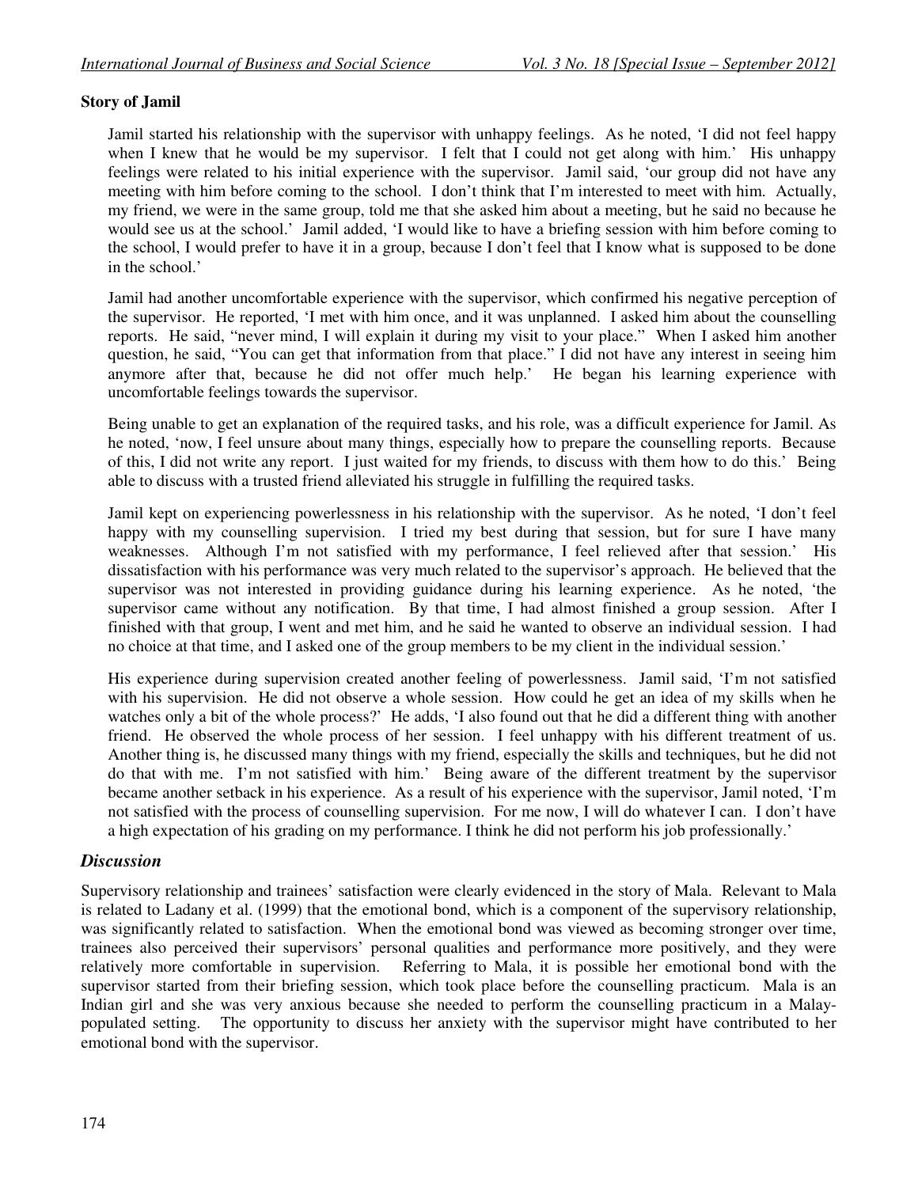### Story of Jamil

Jamil started his relationship with the supervisor with unhappy feelings. As he noted, 'I did not feel happy when I knew that he would be my supervisor. I felt that I could not get along with him.' His unhappy feelings were related to his initial experience with the supervisor. Jamil said, 'our group did not have any meeting with him before coming to the school. I don't think that I'm interested to meet with him. Actually, my friend, we were in the same group, told me that she asked him about a meeting, but he said no because he would see us at the school.' Jamil added, 'I would like to have a briefing session with him before coming to the school, I would prefer to have it in a group, because I don't feel that I know what is supposed to be done in the school.'

Jamil had another uncomfortable experience with the supervisor, which confirmed his negative perception of the supervisor. He reported, 'I met with him once, and it was unplanned. I asked him about the counselling reports. He said, "never mind, I will explain it during my visit to your place." When I asked him another question, he said, "You can get that information from that place." I did not have any interest in seeing him anymore after that, because he did not offer much help.' He began his learning experience with uncomfortable feelings towards the supervisor.

Being unable to get an explanation of the required tasks, and his role, was a difficult experience for Jamil. As he noted, 'now, I feel unsure about many things, especially how to prepare the counselling reports. Because of this, I did not write any report. I just waited for my friends, to discuss with them how to do this.' Being able to discuss with a trusted friend alleviated his struggle in fulfilling the required tasks.

Jamil kept on experiencing powerlessness in his relationship with the supervisor. As he noted, 'I don't feel happy with my counselling supervision. I tried my best during that session, but for sure I have many weaknesses. Although I'm not satisfied with my performance, I feel relieved after that session.' His dissatisfaction with his performance was very much related to the supervisor's approach. He believed that the supervisor was not interested in providing guidance during his learning experience. As he noted, 'the supervisor came without any notification. By that time, I had almost finished a group session. After I finished with that group, I went and met him, and he said he wanted to observe an individual session. I had no choice at that time, and I asked one of the group members to be my client in the individual session.'

His experience during supervision created another feeling of powerlessness. Jamil said, 'I'm not satisfied with his supervision. He did not observe a whole session. How could he get an idea of my skills when he watches only a bit of the whole process?' He adds, 'I also found out that he did a different thing with another friend. He observed the whole process of her session. I feel unhappy with his different treatment of us. Another thing is, he discussed many things with my friend, especially the skills and techniques, but he did not do that with me. I'm not satisfied with him.' Being aware of the different treatment by the supervisor became another setback in his experience. As a result of his experience with the supervisor, Jamil noted, 'I'm not satisfied with the process of counselling supervision. For me now, I will do whatever I can. I don't have a high expectation of his grading on my performance. I think he did not perform his job professionally.'

## *Discussion*

Supervisory relationship and trainees' satisfaction were clearly evidenced in the story of Mala. Relevant to Mala is related to Ladany et al. (1999) that the emotional bond, which is a component of the supervisory relationship, was significantly related to satisfaction. When the emotional bond was viewed as becoming stronger over time, trainees also perceived their supervisors' personal qualities and performance more positively, and they were relatively more comfortable in supervision. Referring to Mala, it is possible her emotional bond with the supervisor started from their briefing session, which took place before the counselling practicum. Mala is an Indian girl and she was very anxious because she needed to perform the counselling practicum in a Malay-populated setting. The opportunity to discuss her anxiety with the supervisor might have contributed to her emotional bond with the supervisor.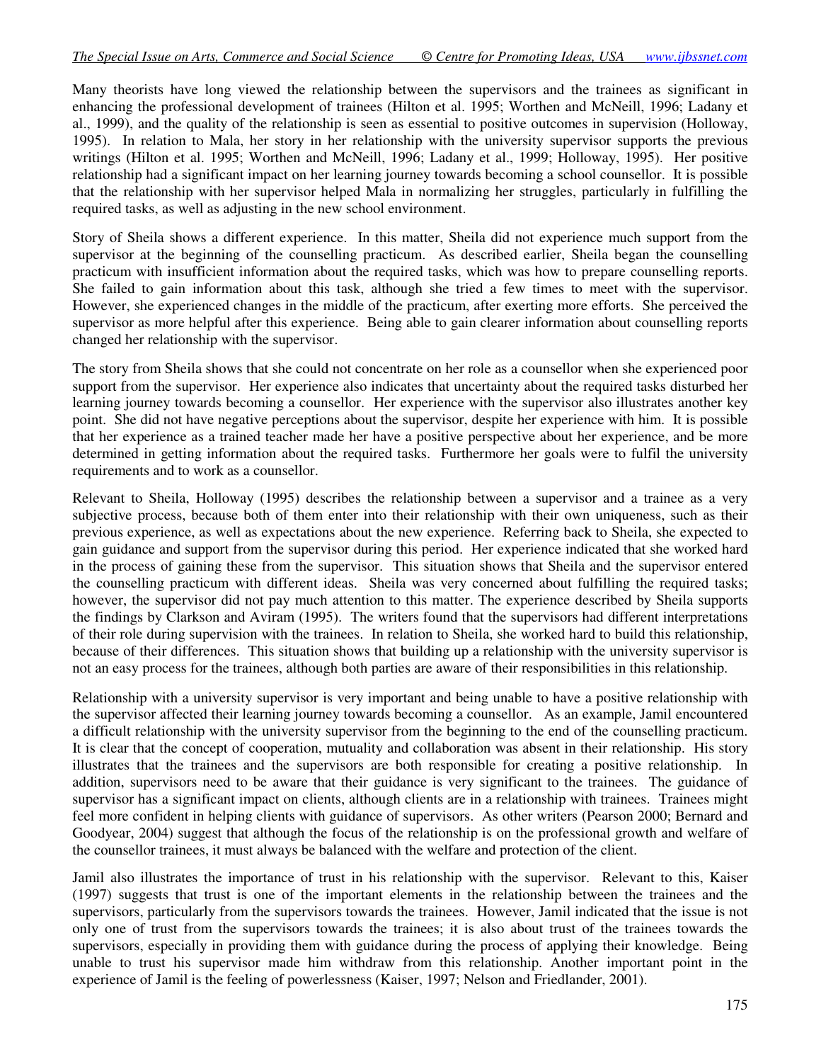Many theorists have long viewed the relationship between the supervisors and the trainees as significant in enhancing the professional development of trainees (Hilton et al. 1995; Worthen and McNeill, 1996; Ladany et al., 1999), and the quality of the relationship is seen as essential to positive outcomes in supervision (Holloway, 1995). In relation to Mala, her story in her relationship with the university supervisor supports the previous writings (Hilton et al. 1995; Worthen and McNeill, 1996; Ladany et al., 1999; Holloway, 1995). Her positive relationship had a significant impact on her learning journey towards becoming a school counsellor. It is possible that the relationship with her supervisor helped Mala in normalizing her struggles, particularly in fulfilling the required tasks, as well as adjusting in the new school environment.

Story of Sheila shows a different experience. In this matter, Sheila did not experience much support from the supervisor at the beginning of the counselling practicum. As described earlier, Sheila began the counselling practicum with insufficient information about the required tasks, which was how to prepare counselling reports. She failed to gain information about this task, although she tried a few times to meet with the supervisor. However, she experienced changes in the middle of the practicum, after exerting more efforts. She perceived the supervisor as more helpful after this experience. Being able to gain clearer information about counselling reports changed her relationship with the supervisor.

The story from Sheila shows that she could not concentrate on her role as a counsellor when she experienced poor support from the supervisor. Her experience also indicates that uncertainty about the required tasks disturbed her learning journey towards becoming a counsellor. Her experience with the supervisor also illustrates another key point. She did not have negative perceptions about the supervisor, despite her experience with him. It is possible that her experience as a trained teacher made her have a positive perspective about her experience, and be more determined in getting information about the required tasks. Furthermore her goals were to fulfil the university requirements and to work as a counsellor.

Relevant to Sheila, Holloway (1995) describes the relationship between a supervisor and a trainee as a very subjective process, because both of them enter into their relationship with their own uniqueness, such as their previous experience, as well as expectations about the new experience. Referring back to Sheila, she expected to gain guidance and support from the supervisor during this period. Her experience indicated that she worked hard in the process of gaining these from the supervisor. This situation shows that Sheila and the supervisor entered the counselling practicum with different ideas. Sheila was very concerned about fulfilling the required tasks; however, the supervisor did not pay much attention to this matter. The experience described by Sheila supports the findings by Clarkson and Aviram (1995). The writers found that the supervisors had different interpretations of their role during supervision with the trainees. In relation to Sheila, she worked hard to build this relationship, because of their differences. This situation shows that building up a relationship with the university supervisor is not an easy process for the trainees, although both parties are aware of their responsibilities in this relationship.

Relationship with a university supervisor is very important and being unable to have a positive relationship with the supervisor affected their learning journey towards becoming a counsellor. As an example, Jamil encountered a difficult relationship with the university supervisor from the beginning to the end of the counselling practicum. It is clear that the concept of cooperation, mutuality and collaboration was absent in their relationship. His story illustrates that the trainees and the supervisors are both responsible for creating a positive relationship. In addition, supervisors need to be aware that their guidance is very significant to the trainees. The guidance of supervisor has a significant impact on clients, although clients are in a relationship with trainees. Trainees might feel more confident in helping clients with guidance of supervisors. As other writers (Pearson 2000; Bernard and Goodyear, 2004) suggest that although the focus of the relationship is on the professional growth and welfare of the counsellor trainees, it must always be balanced with the welfare and protection of the client.

Jamil also illustrates the importance of trust in his relationship with the supervisor. Relevant to this, Kaiser (1997) suggests that trust is one of the important elements in the relationship between the trainees and the supervisors, particularly from the supervisors towards the trainees. However, Jamil indicated that the issue is not only one of trust from the supervisors towards the trainees; it is also about trust of the trainees towards the supervisors, especially in providing them with guidance during the process of applying their knowledge. Being unable to trust his supervisor made him withdraw from this relationship. Another important point in the experience of Jamil is the feeling of powerlessness (Kaiser, 1997; Nelson and Friedlander, 2001).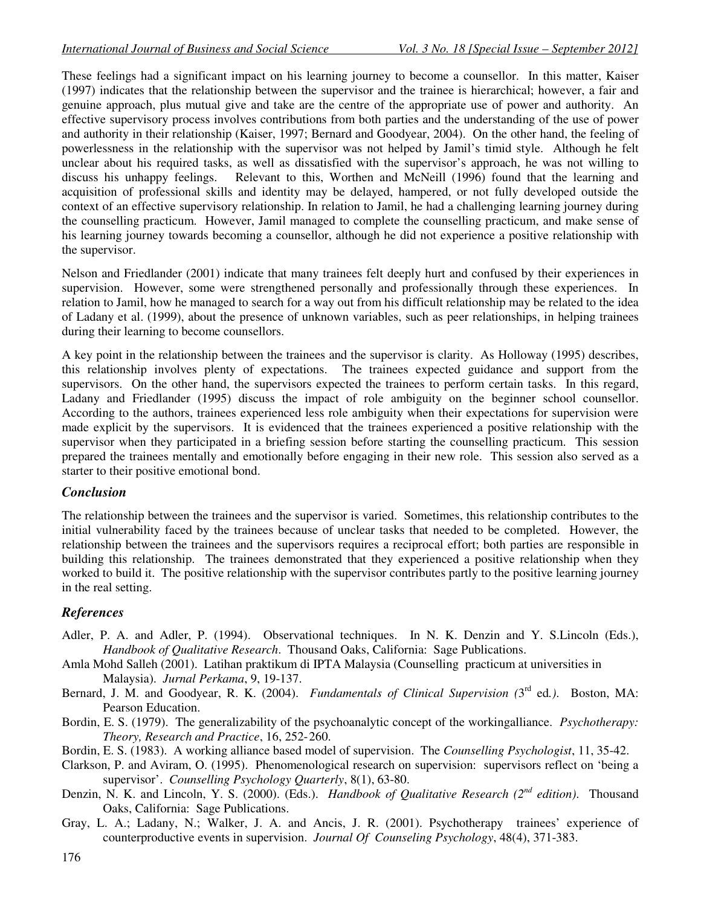These feelings had a significant impact on his learning journey to become a counsellor. In this matter, Kaiser (1997) indicates that the relationship between the supervisor and the trainee is hierarchical; however, a fair and genuine approach, plus mutual give and take are the centre of the appropriate use of power and authority. An effective supervisory process involves contributions from both parties and the understanding of the use of power and authority in their relationship (Kaiser, 1997; Bernard and Goodyear, 2004). On the other hand, the feeling of powerlessness in the relationship with the supervisor was not helped by Jamil's timid style. Although he felt unclear about his required tasks, as well as dissatisfied with the supervisor's approach, he was not willing to discuss his unhappy feelings. Relevant to this, Worthen and McNeill (1996) found that the learning and acquisition of professional skills and identity may be delayed, hampered, or not fully developed outside the context of an effective supervisory relationship. In relation to Jamil, he had a challenging learning journey during the counselling practicum. However, Jamil managed to complete the counselling practicum, and make sense of his learning journey towards becoming a counsellor, although he did not experience a positive relationship with the supervisor.

Nelson and Friedlander (2001) indicate that many trainees felt deeply hurt and confused by their experiences in supervision. However, some were strengthened personally and professionally through these experiences. In relation to Jamil, how he managed to search for a way out from his difficult relationship may be related to the idea of Ladany et al. (1999), about the presence of unknown variables, such as peer relationships, in helping trainees during their learning to become counsellors.

A key point in the relationship between the trainees and the supervisor is clarity. As Holloway (1995) describes, this relationship involves plenty of expectations. The trainees expected guidance and support from the supervisors. On the other hand, the supervisors expected the trainees to perform certain tasks. In this regard, Ladany and Friedlander (1995) discuss the impact of role ambiguity on the beginner school counsellor. According to the authors, trainees experienced less role ambiguity when their expectations for supervision were made explicit by the supervisors. It is evidenced that the trainees experienced a positive relationship with the supervisor when they participated in a briefing session before starting the counselling practicum. This session prepared the trainees mentally and emotionally before engaging in their new role. This session also served as a starter to their positive emotional bond.

## *Conclusion*

The relationship between the trainees and the supervisor is varied. Sometimes, this relationship contributes to the initial vulnerability faced by the trainees because of unclear tasks that needed to be completed. However, the relationship between the trainees and the supervisors requires a reciprocal effort; both parties are responsible in building this relationship. The trainees demonstrated that they experienced a positive relationship when they worked to build it. The positive relationship with the supervisor contributes partly to the positive learning journey in the real setting.

## *References*

Adler, P. A. and Adler, P. (1994). Observational techniques. In N. K. Denzin and Y. S.Lincoln (Eds.), *Handbook of Qualitative Research*. Thousand Oaks, California: Sage Publications.

Amla Mohd Salleh (2001). Latihan praktikum di IPTA Malaysia (Counselling practicum at universities in Malaysia). *Jurnal Perkama*, 9, 19-137.

Bernard, J. M. and Goodyear, R. K. (2004). *Fundamentals of Clinical Supervision (3rd ed.)*. Boston, MA: Pearson Education.

Bordin, E. S. (1979). The generalizability of the psychoanalytic concept of the workingalliance. *Psychotherapy: Theory, Research and Practice*, 16, 252-260.

Bordin, E. S. (1983). A working alliance based model of supervision. The *Counselling Psychologist*, 11, 35-42.

Clarkson, P. and Aviram, O. (1995). Phenomenological research on supervision: supervisors reflect on 'being a supervisor'. *Counselling Psychology Quarterly*, 8(1), 63-80.

Denzin, N. K. and Lincoln, Y. S. (2000). (Eds.). *Handbook of Qualitative Research (2nd edition)*. Thousand Oaks, California: Sage Publications.

Gray, L. A.; Ladany, N.; Walker, J. A. and Ancis, J. R. (2001). Psychotherapy trainees' experience of counterproductive events in supervision. *Journal Of Counseling Psychology*, 48(4), 371-383.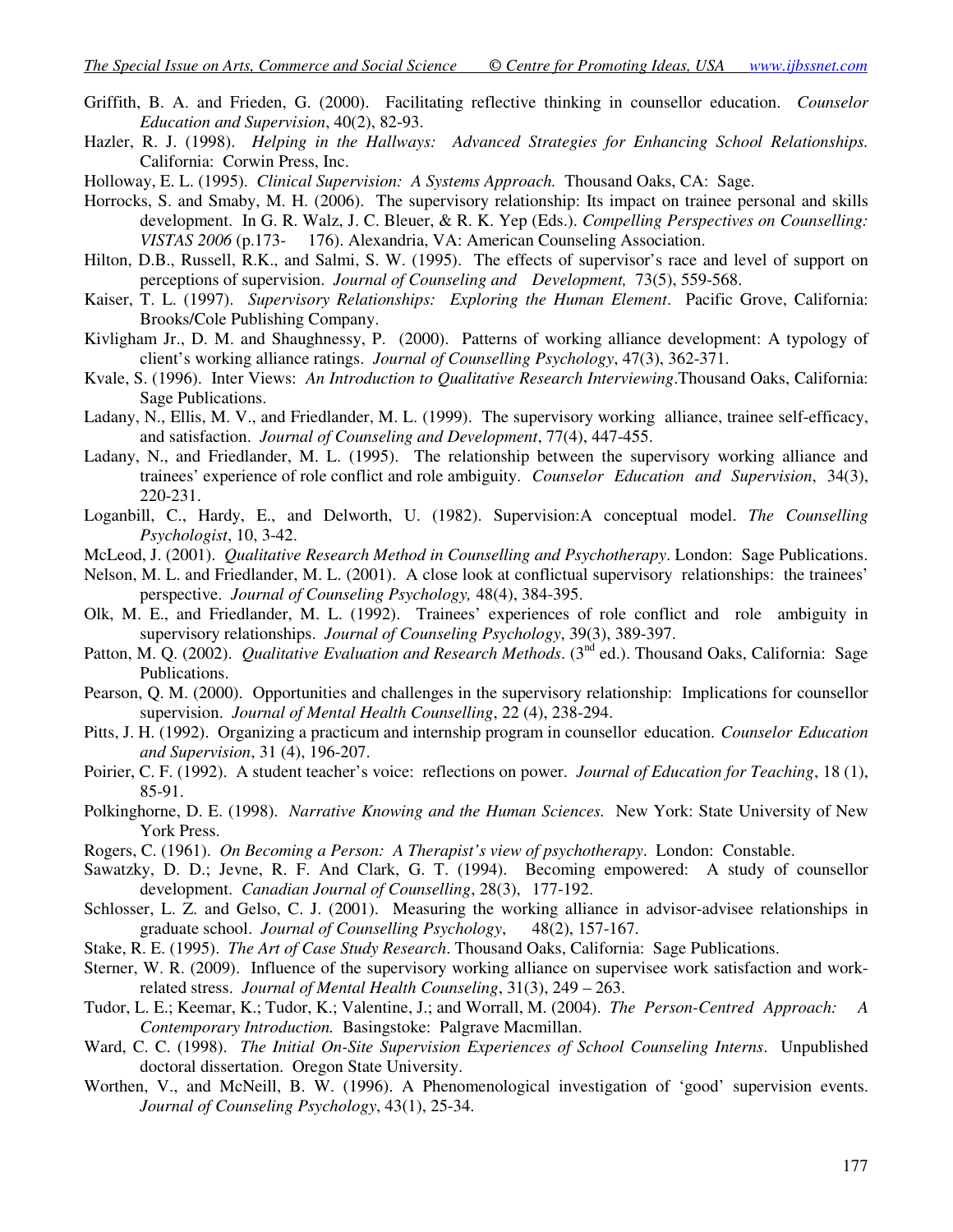Griffith, B. A. and Frieden, G. (2000). Facilitating reflective thinking in counsellor education. *Counselor Education and Supervision*, 40(2), 82-93.

Hazler, R. J. (1998). *Helping in the Hallways: Advanced Strategies for Enhancing School Relationships.* California: Corwin Press, Inc.

Holloway, E. L. (1995). *Clinical Supervision: A Systems Approach.* Thousand Oaks, CA: Sage.

Horrocks, S. and Smaby, M. H. (2006). The supervisory relationship: Its impact on trainee personal and skills development. In G. R. Walz, J. C. Bleuer, & R. K. Yep (Eds.). *Compelling Perspectives on Counselling: VISTAS 2006* (p.173- 176). Alexandria, VA: American Counseling Association.

Hilton, D.B., Russell, R.K., and Salmi, S. W. (1995). The effects of supervisor's race and level of support on perceptions of supervision. *Journal of Counseling and Development,* 73(5), 559-568.

Kaiser, T. L. (1997). *Supervisory Relationships: Exploring the Human Element*. Pacific Grove, California: Brooks/Cole Publishing Company.

Kivligham Jr., D. M. and Shaughnessy, P. (2000). Patterns of working alliance development: A typology of client's working alliance ratings. *Journal of Counselling Psychology*, 47(3), 362-371.

Kvale, S. (1996). Inter Views: *An Introduction to Qualitative Research Interviewing*.Thousand Oaks, California: Sage Publications.

Ladany, N., Ellis, M. V., and Friedlander, M. L. (1999). The supervisory working alliance, trainee self-efficacy, and satisfaction. *Journal of Counseling and Development*, 77(4), 447-455.

Ladany, N., and Friedlander, M. L. (1995). The relationship between the supervisory working alliance and trainees' experience of role conflict and role ambiguity. *Counselor Education and Supervision*, 34(3), 220-231.

Loganbill, C., Hardy, E., and Delworth, U. (1982). Supervision:A conceptual model. *The Counselling Psychologist*, 10, 3-42.

McLeod, J. (2001). *Qualitative Research Method in Counselling and Psychotherapy*. London: Sage Publications.

Nelson, M. L. and Friedlander, M. L. (2001). A close look at conflictual supervisory relationships: the trainees' perspective. *Journal of Counseling Psychology,* 48(4), 384-395.

Olk, M. E., and Friedlander, M. L. (1992). Trainees' experiences of role conflict and role ambiguity in supervisory relationships. *Journal of Counseling Psychology*, 39(3), 389-397.

Patton, M. Q. (2002). *Qualitative Evaluation and Research Methods*. (3rd ed.). Thousand Oaks, California: Sage Publications.

Pearson, Q. M. (2000). Opportunities and challenges in the supervisory relationship: Implications for counsellor supervision. *Journal of Mental Health Counselling*, 22 (4), 238-294.

Pitts, J. H. (1992). Organizing a practicum and internship program in counsellor education. *Counselor Education and Supervision*, 31 (4), 196-207.

Poirier, C. F. (1992). A student teacher's voice: reflections on power. *Journal of Education for Teaching*, 18 (1), 85-91.

Polkinghorne, D. E. (1998). *Narrative Knowing and the Human Sciences.* New York: State University of New York Press.

Rogers, C. (1961). *On Becoming a Person: A Therapist's view of psychotherapy*. London: Constable.

Sawatzky, D. D.; Jevne, R. F. And Clark, G. T. (1994). Becoming empowered: A study of counsellor development. *Canadian Journal of Counselling*, 28(3), 177-192.

Schlosser, L. Z. and Gelso, C. J. (2001). Measuring the working alliance in advisor-advisee relationships in graduate school. *Journal of Counselling Psychology*, 48(2), 157-167.

Stake, R. E. (1995). *The Art of Case Study Research*. Thousand Oaks, California: Sage Publications.

Sterner, W. R. (2009). Influence of the supervisory working alliance on supervisee work satisfaction and work-related stress. *Journal of Mental Health Counseling*, 31(3), 249 – 263.

Tudor, L. E.; Keemar, K.; Tudor, K.; Valentine, J.; and Worrall, M. (2004). *The Person-Centred Approach: A Contemporary Introduction.* Basingstoke: Palgrave Macmillan.

Ward, C. C. (1998). *The Initial On-Site Supervision Experiences of School Counseling Interns*. Unpublished doctoral dissertation. Oregon State University.

Worthen, V., and McNeill, B. W. (1996). A Phenomenological investigation of 'good' supervision events. *Journal of Counseling Psychology*, 43(1), 25-34.